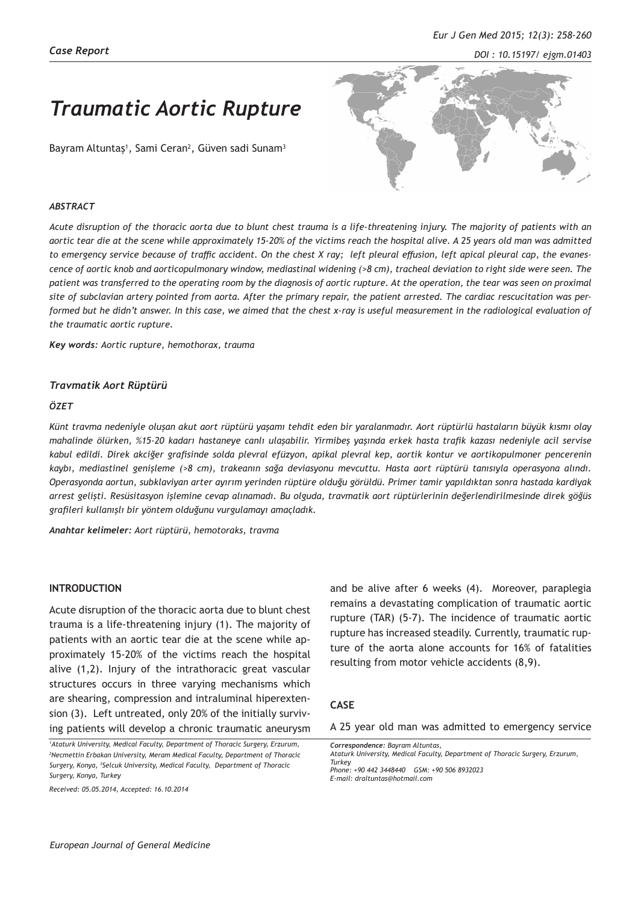*Case Report*

# *Traumatic Aortic Rupture*

Bayram Altuntaş[1], Sami Ceran[2], Güven sadi Sunam[3]

### *ABSTRACT*

*Acute disruption of the thoracic aorta due to blunt chest trauma is a life-threatening injury. The majority of patients with an aortic tear die at the scene while approximately 15-20% of the victims reach the hospital alive. A 25 years old man was admitted to emergency service because of traffic accident. On the chest X ray; left pleural effusion, left apical pleural cap, the evanescence of aortic knob and aorticopulmonary window, mediastinal widening (>8 cm), tracheal deviation to right side were seen. The patient was transferred to the operating room by the diagnosis of aortic rupture. At the operation, the tear was seen on proximal site of subclavian artery pointed from aorta. After the primary repair, the patient arrested. The cardiac rescucitation was performed but he didn't answer. In this case, we aimed that the chest x-ray is useful measurement in the radiological evaluation of the traumatic aortic rupture.*

***Key words:*** *Aortic rupture, hemothorax, trauma*

### *Travmatik Aort Rüptürü*

### *ÖZET*

*Künt travma nedeniyle oluşan akut aort rüptürü yaşamı tehdit eden bir yaralanmadır. Aort rüptürlü hastaların büyük kısmı olay mahalinde ölürken, %15-20 kadarı hastaneye canlı ulaşabilir. Yirmibeş yaşında erkek hasta trafik kazası nedeniyle acil servise kabul edildi. Direk akciğer grafisinde solda plevral efüzyon, apikal plevral kep, aortik kontur ve aortikopulmoner pencerenin kaybı, mediastinel genişleme (>8 cm), trakeanın sağa deviasyonu mevcuttu. Hasta aort rüptürü tanısıyla operasyona alındı. Operasyonda aortun, subklaviyan arter ayırım yerinden rüptüre olduğu görüldü. Primer tamir yapıldıktan sonra hastada kardiyak arrest gelişti. Resüsitasyon işlemine cevap alınamadı. Bu olguda, travmatik aort rüptürlerinin değerlendirilmesinde direk göğüs grafileri kullanışlı bir yöntem olduğunu vurgulamayı amaçladık.*

***Anahtar kelimeler:*** *Aort rüptürü, hemotoraks, travma*

## INTRODUCTION

Acute disruption of the thoracic aorta due to blunt chest trauma is a life-threatening injury (1). The majority of patients with an aortic tear die at the scene while approximately 15-20% of the victims reach the hospital alive (1,2). Injury of the intrathoracic great vascular structures occurs in three varying mechanisms which are shearing, compression and intraluminal hiperextension (3). Left untreated, only 20% of the initially surviving patients will develop a chronic traumatic aneurysm and be alive after 6 weeks (4). Moreover, paraplegia remains a devastating complication of traumatic aortic rupture (TAR) (5-7). The incidence of traumatic aortic rupture has increased steadily. Currently, traumatic rupture of the aorta alone accounts for 16% of fatalities resulting from motor vehicle accidents (8,9).

## CASE

A 25 year old man was admitted to emergency service

*[1]Ataturk University, Medical Faculty, Department of Thoracic Surgery, Erzurum, [2]Necmettin Erbakan University, Meram Medical Faculty, Department of Thoracic Surgery, Konya, [3]Selcuk University, Medical Faculty, Department of Thoracic Surgery, Konya, Turkey*

*Received: 05.05.2014, Accepted: 16.10.2014*

***Correspondence:*** *Bayram Altuntas, Ataturk University, Medical Faculty, Department of Thoracic Surgery, Erzurum, Turkey*
*Phone: +90 442 3448440 GSM: +90 506 8932023*
*E-mail: draltuntas@hotmail.com*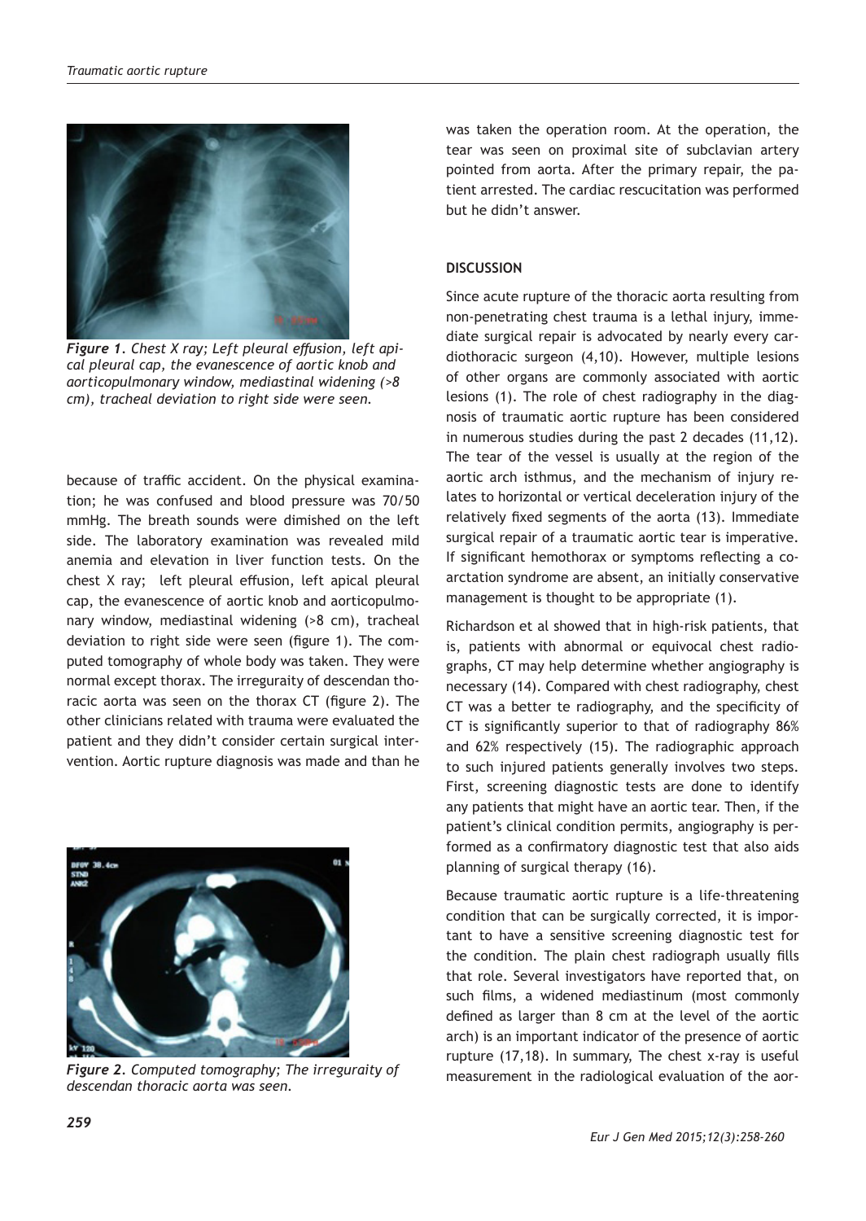*Figure 1. Chest X ray; Left pleural effusion, left apical pleural cap, the evanescence of aortic knob and aorticopulmonary window, mediastinal widening (>8 cm), tracheal deviation to right side were seen.*

because of traffic accident. On the physical examination; he was confused and blood pressure was 70/50 mmHg. The breath sounds were dimished on the left side. The laboratory examination was revealed mild anemia and elevation in liver function tests. On the chest X ray; left pleural effusion, left apical pleural cap, the evanescence of aortic knob and aorticopulmonary window, mediastinal widening (>8 cm), tracheal deviation to right side were seen (figure 1). The computed tomography of whole body was taken. They were normal except thorax. The irreguraity of descendan thoracic aorta was seen on the thorax CT (figure 2). The other clinicians related with trauma were evaluated the patient and they didn't consider certain surgical intervention. Aortic rupture diagnosis was made and than he

*Figure 2. Computed tomography; The irreguraity of descendan thoracic aorta was seen.*

was taken the operation room. At the operation, the tear was seen on proximal site of subclavian artery pointed from aorta. After the primary repair, the patient arrested. The cardiac rescucitation was performed but he didn't answer.

## DISCUSSION

Since acute rupture of the thoracic aorta resulting from non-penetrating chest trauma is a lethal injury, immediate surgical repair is advocated by nearly every cardiothoracic surgeon (4,10). However, multiple lesions of other organs are commonly associated with aortic lesions (1). The role of chest radiography in the diagnosis of traumatic aortic rupture has been considered in numerous studies during the past 2 decades (11,12). The tear of the vessel is usually at the region of the aortic arch isthmus, and the mechanism of injury relates to horizontal or vertical deceleration injury of the relatively fixed segments of the aorta (13). Immediate surgical repair of a traumatic aortic tear is imperative. If significant hemothorax or symptoms reflecting a coarctation syndrome are absent, an initially conservative management is thought to be appropriate (1).

Richardson et al showed that in high-risk patients, that is, patients with abnormal or equivocal chest radiographs, CT may help determine whether angiography is necessary (14). Compared with chest radiography, chest CT was a better te radiography, and the specificity of CT is significantly superior to that of radiography 86% and 62% respectively (15). The radiographic approach to such injured patients generally involves two steps. First, screening diagnostic tests are done to identify any patients that might have an aortic tear. Then, if the patient's clinical condition permits, angiography is performed as a confirmatory diagnostic test that also aids planning of surgical therapy (16).

Because traumatic aortic rupture is a life-threatening condition that can be surgically corrected, it is important to have a sensitive screening diagnostic test for the condition. The plain chest radiograph usually fills that role. Several investigators have reported that, on such films, a widened mediastinum (most commonly defined as larger than 8 cm at the level of the aortic arch) is an important indicator of the presence of aortic rupture (17,18). In summary, The chest x-ray is useful measurement in the radiological evaluation of the aor-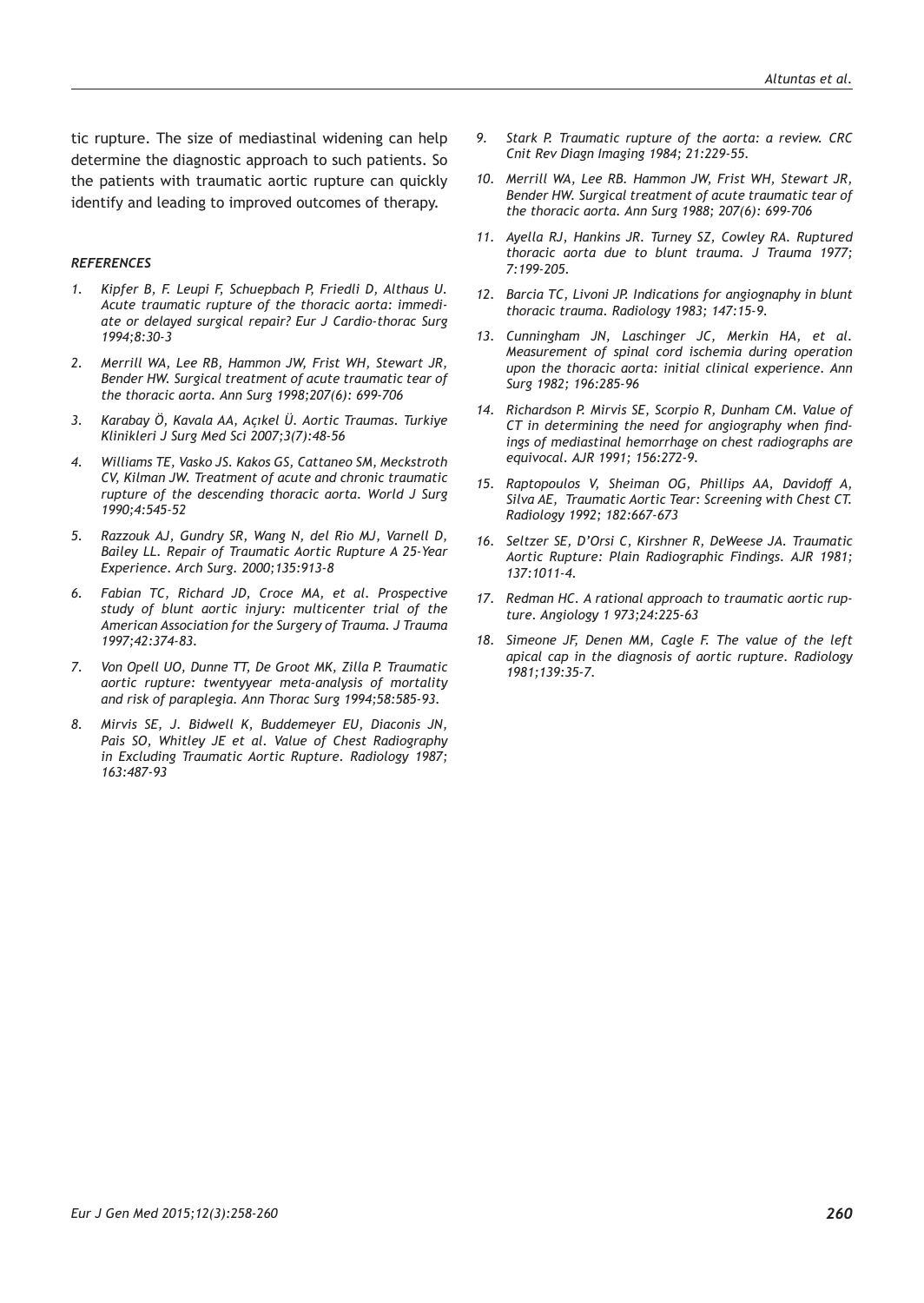tic rupture. The size of mediastinal widening can help determine the diagnostic approach to such patients. So the patients with traumatic aortic rupture can quickly identify and leading to improved outcomes of therapy.

***REFERENCES***

1. *Kipfer B, F. Leupi F, Schuepbach P, Friedli D, Althaus U. Acute traumatic rupture of the thoracic aorta: immediate or delayed surgical repair? Eur J Cardio-thorac Surg 1994;8:30-3*
2. *Merrill WA, Lee RB, Hammon JW, Frist WH, Stewart JR, Bender HW. Surgical treatment of acute traumatic tear of the thoracic aorta. Ann Surg 1998;207(6): 699-706*
3. *Karabay Ö, Kavala AA, Açıkel Ü. Aortic Traumas. Turkiye Klinikleri J Surg Med Sci 2007;3(7):48-56*
4. *Williams TE, Vasko JS. Kakos GS, Cattaneo SM, Meckstroth CV, Kilman JW. Treatment of acute and chronic traumatic rupture of the descending thoracic aorta. World J Surg 1990;4:545-52*
5. *Razzouk AJ, Gundry SR, Wang N, del Rio MJ, Varnell D, Bailey LL. Repair of Traumatic Aortic Rupture A 25-Year Experience. Arch Surg. 2000;135:913-8*
6. *Fabian TC, Richard JD, Croce MA, et al. Prospective study of blunt aortic injury: multicenter trial of the American Association for the Surgery of Trauma. J Trauma 1997;42:374-83.*
7. *Von Opell UO, Dunne TT, De Groot MK, Zilla P. Traumatic aortic rupture: twentyyear meta-analysis of mortality and risk of paraplegia. Ann Thorac Surg 1994;58:585-93.*
8. *Mirvis SE, J. Bidwell K, Buddemeyer EU, Diaconis JN, Pais SO, Whitley JE et al. Value of Chest Radiography in Excluding Traumatic Aortic Rupture. Radiology 1987; 163:487-93*
9. *Stark P. Traumatic rupture of the aorta: a review. CRC Cnit Rev Diagn Imaging 1984; 21:229-55.*
10. *Merrill WA, Lee RB. Hammon JW, Frist WH, Stewart JR, Bender HW. Surgical treatment of acute traumatic tear of the thoracic aorta. Ann Surg 1988; 207(6): 699-706*
11. *Ayella RJ, Hankins JR. Turney SZ, Cowley RA. Ruptured thoracic aorta due to blunt trauma. J Trauma 1977; 7:199-205.*
12. *Barcia TC, Livoni JP. Indications for angiognaphy in blunt thoracic trauma. Radiology 1983; 147:15-9.*
13. *Cunningham JN, Laschinger JC, Merkin HA, et al. Measurement of spinal cord ischemia during operation upon the thoracic aorta: initial clinical experience. Ann Surg 1982; 196:285-96*
14. *Richardson P. Mirvis SE, Scorpio R, Dunham CM. Value of CT in determining the need for angiography when findings of mediastinal hemorrhage on chest radiographs are equivocal. AJR 1991; 156:272-9.*
15. *Raptopoulos V, Sheiman OG, Phillips AA, Davidoff A, Silva AE, Traumatic Aortic Tear: Screening with Chest CT. Radiology 1992; 182:667-673*
16. *Seltzer SE, D'Orsi C, Kirshner R, DeWeese JA. Traumatic Aortic Rupture: Plain Radiographic Findings. AJR 1981; 137:1011-4.*
17. *Redman HC. A rational approach to traumatic aortic rupture. Angiology 1 973;24:225-63*
18. *Simeone JF, Denen MM, Cagle F. The value of the left apical cap in the diagnosis of aortic rupture. Radiology 1981;139:35-7.*